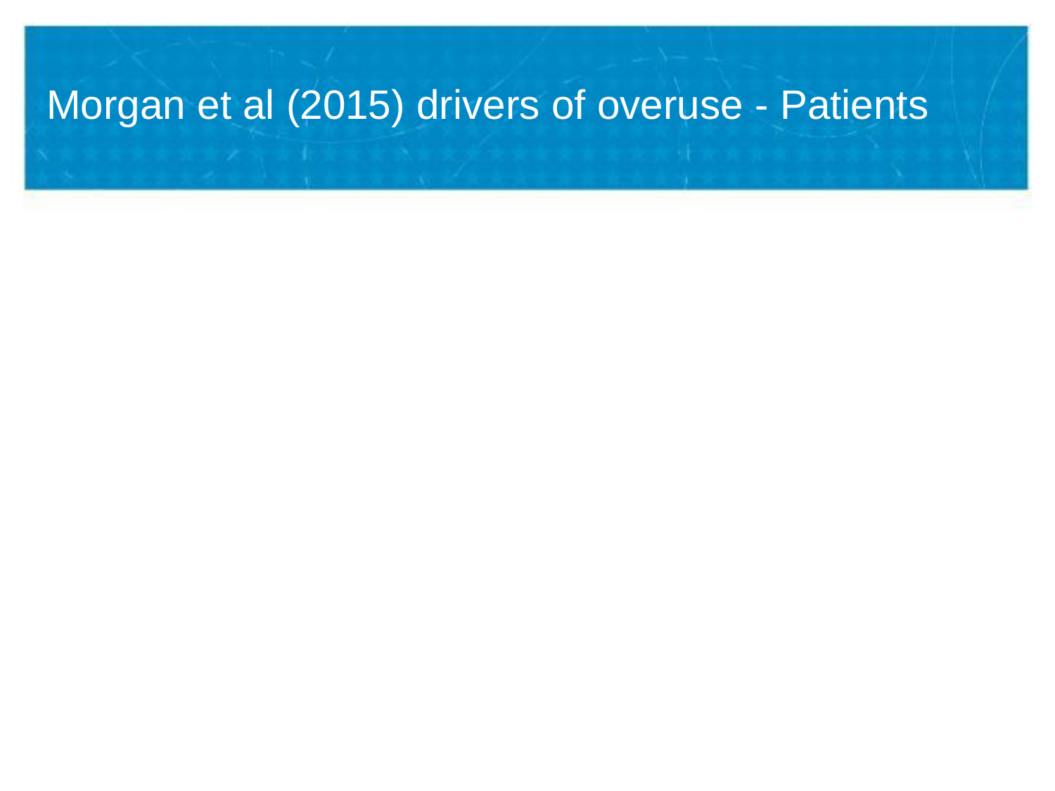# Morgan et al (2015) drivers of overuse - Patients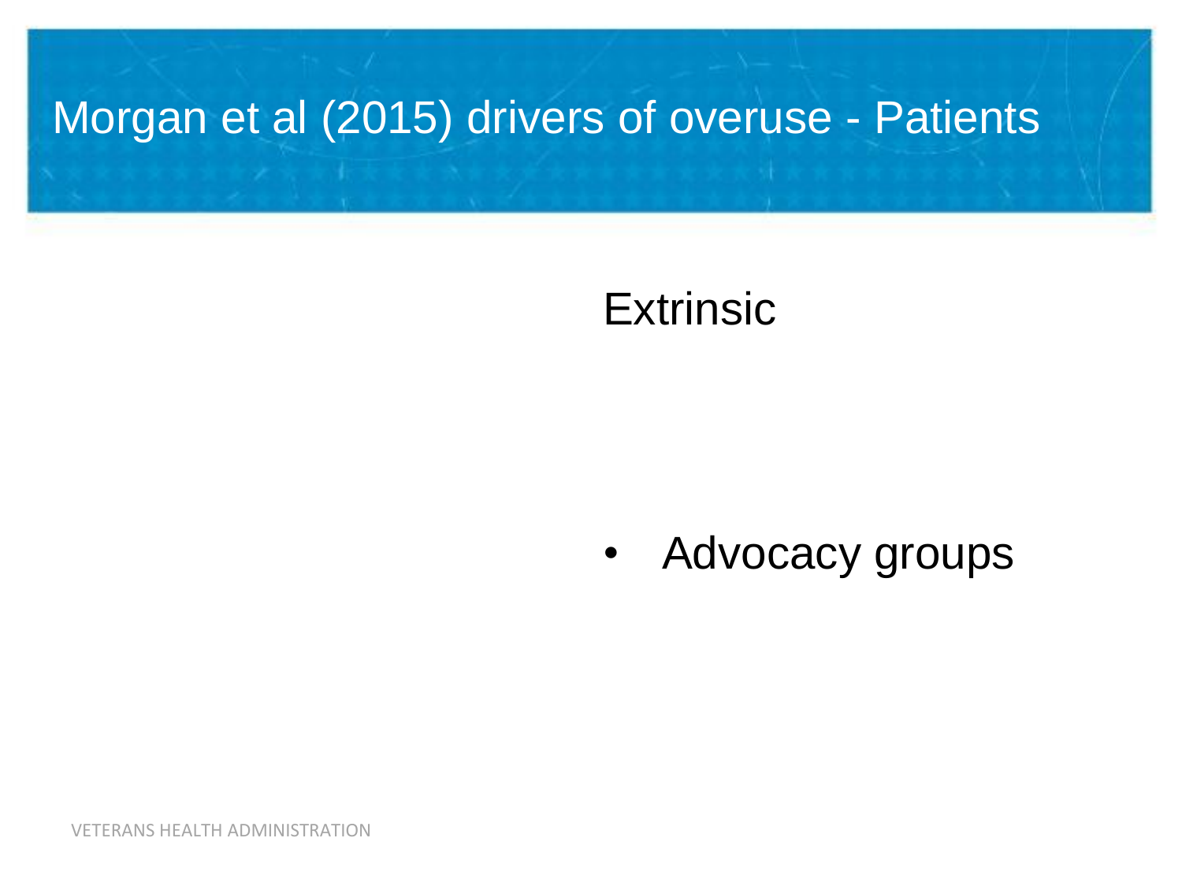# Morgan et al (2015) drivers of overuse - Patients

Extrinsic

- Advocacy groups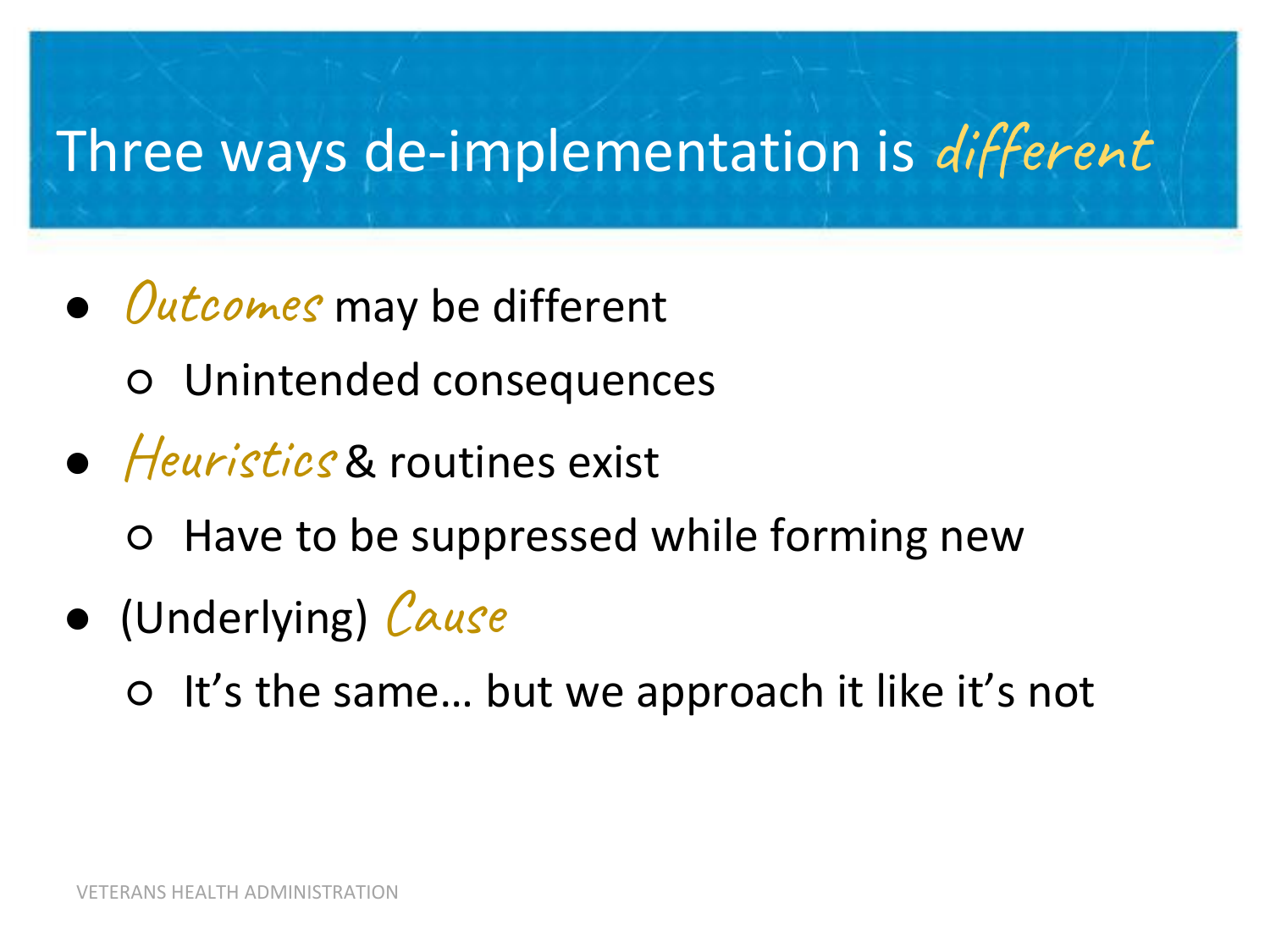# Three ways de-implementation is *different*

- *Outcomes* may be different
  - Unintended consequences
- *Heuristics* & routines exist
  - Have to be suppressed while forming new
- (Underlying) *Cause*
  - It's the same… but we approach it like it's not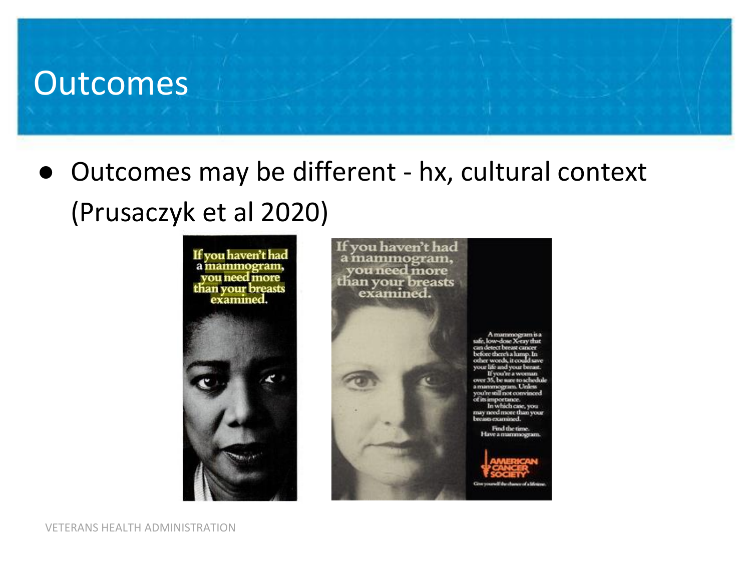# Outcomes

- Outcomes may be different - hx, cultural context (Prusaczyk et al 2020)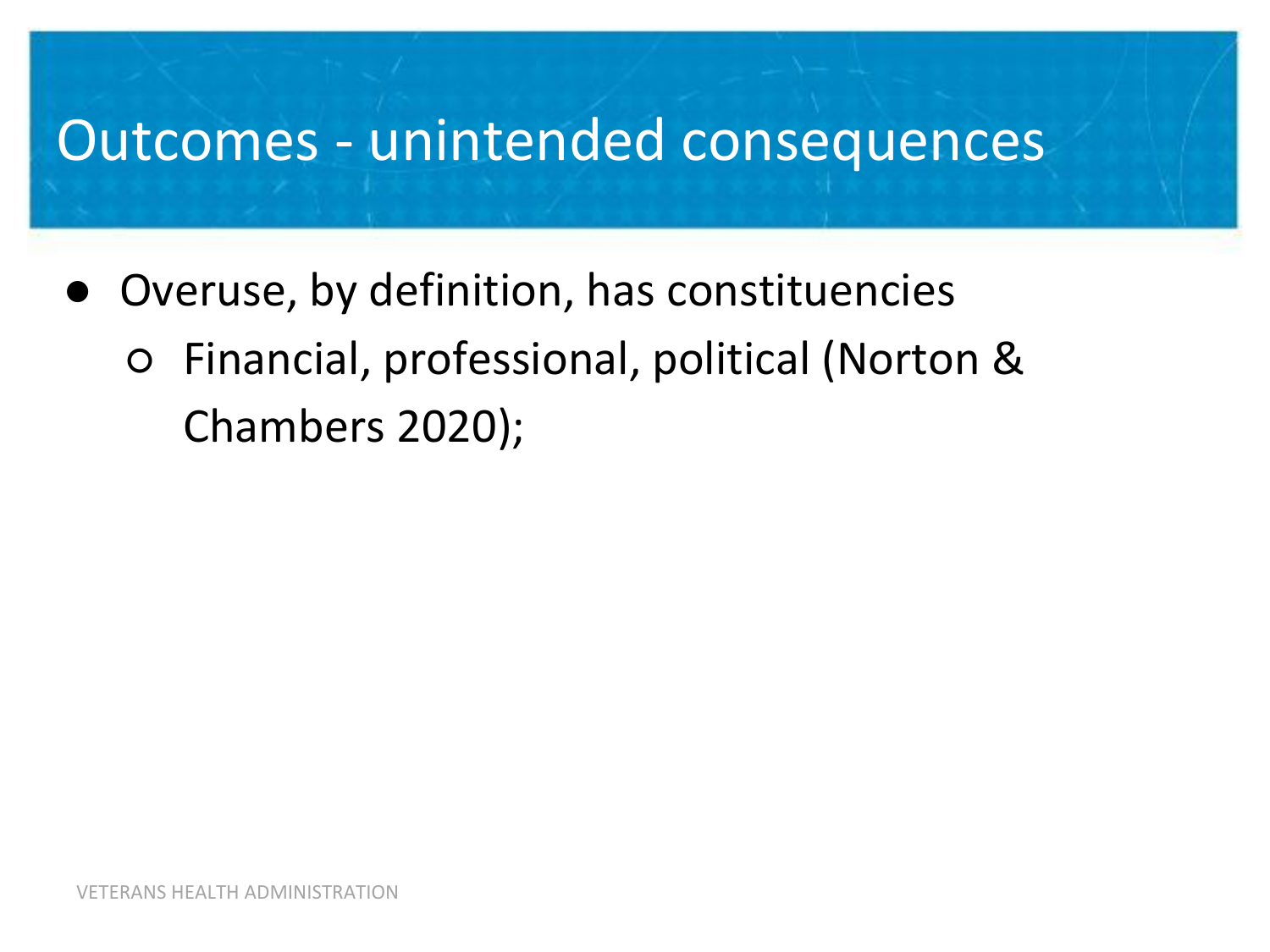# Outcomes - unintended consequences

- Overuse, by definition, has constituencies
  - Financial, professional, political (Norton & Chambers 2020);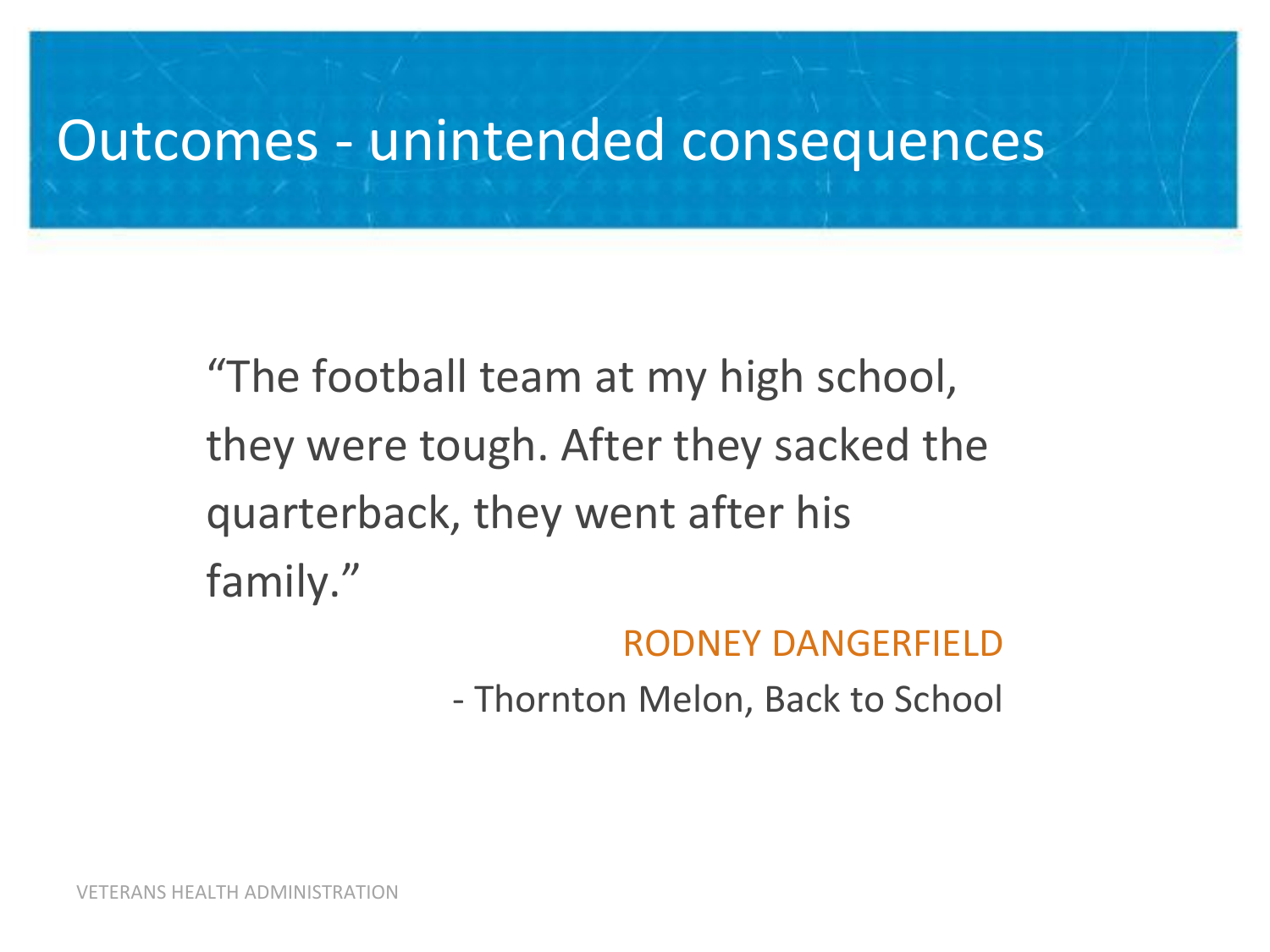# Outcomes - unintended consequences

> "The football team at my high school, they were tough. After they sacked the quarterback, they went after his family."
>
> RODNEY DANGERFIELD
>
> - Thornton Melon, Back to School

VETERANS HEALTH ADMINISTRATION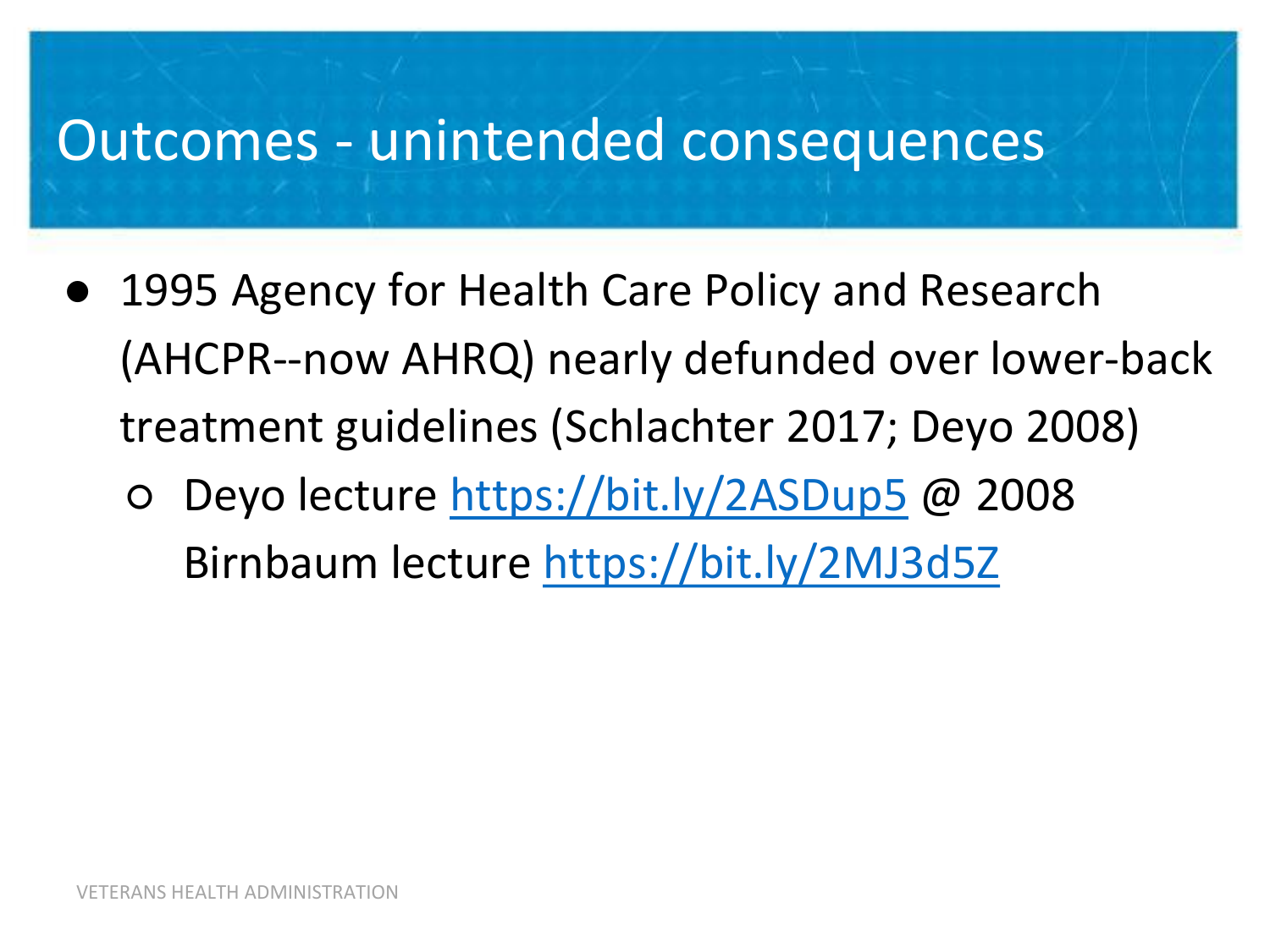# Outcomes - unintended consequences

- 1995 Agency for Health Care Policy and Research (AHCPR--now AHRQ) nearly defunded over lower-back treatment guidelines (Schlachter 2017; Deyo 2008)
  - Deyo lecture https://bit.ly/2ASDup5 @ 2008 Birnbaum lecture https://bit.ly/2MJ3d5Z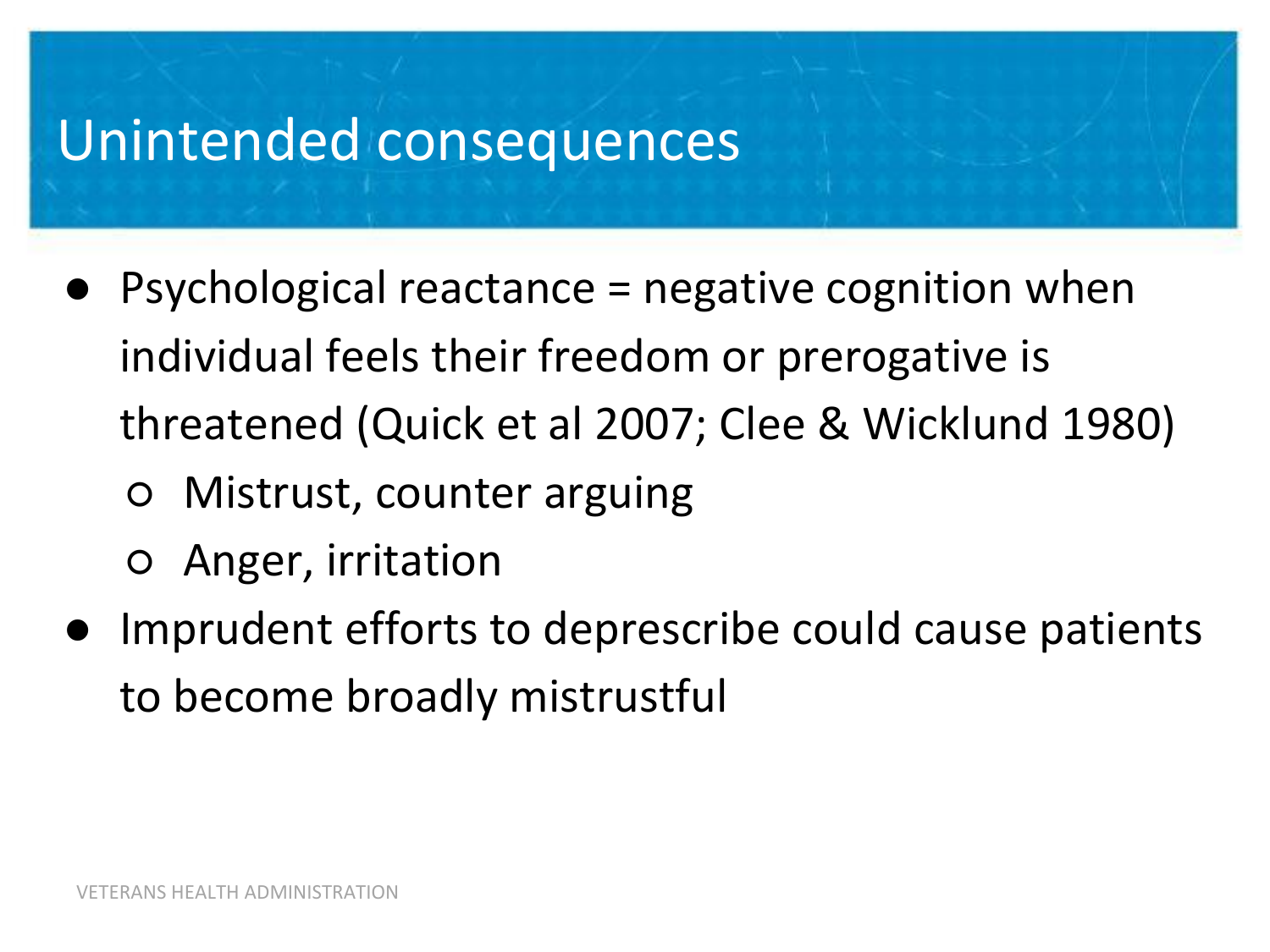# Unintended consequences

- Psychological reactance = negative cognition when individual feels their freedom or prerogative is threatened (Quick et al 2007; Clee & Wicklund 1980)
  - Mistrust, counter arguing
  - Anger, irritation
- Imprudent efforts to deprescribe could cause patients to become broadly mistrustful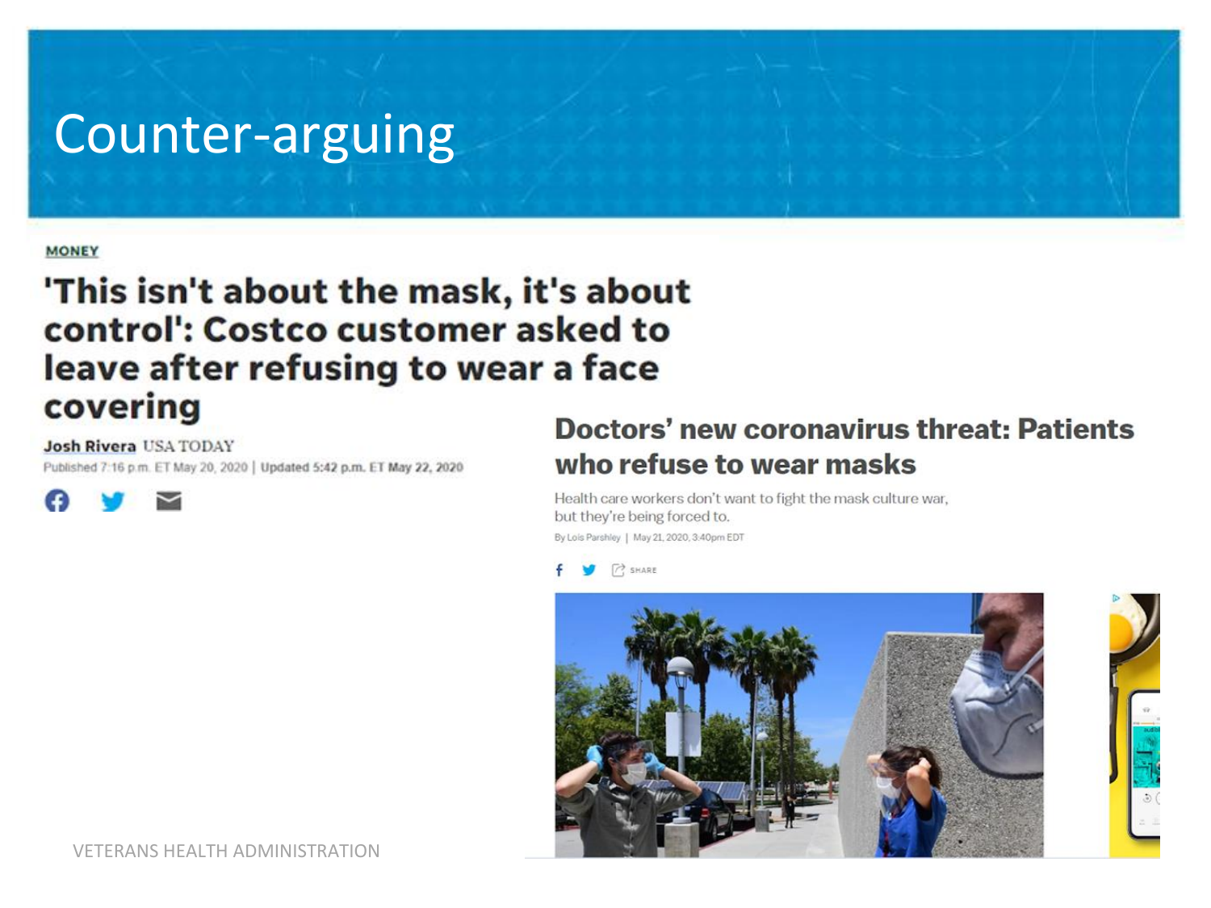# Counter-arguing

MONEY

## 'This isn't about the mask, it's about control': Costco customer asked to leave after refusing to wear a face covering

Josh Rivera USA TODAY

Published 7:16 p.m. ET May 20, 2020 | Updated 5:42 p.m. ET May 22, 2020

## Doctors' new coronavirus threat: Patients who refuse to wear masks

Health care workers don't want to fight the mask culture war, but they're being forced to.

By Lois Parshley | May 21, 2020, 3:40pm EDT

SHARE

VETERANS HEALTH ADMINISTRATION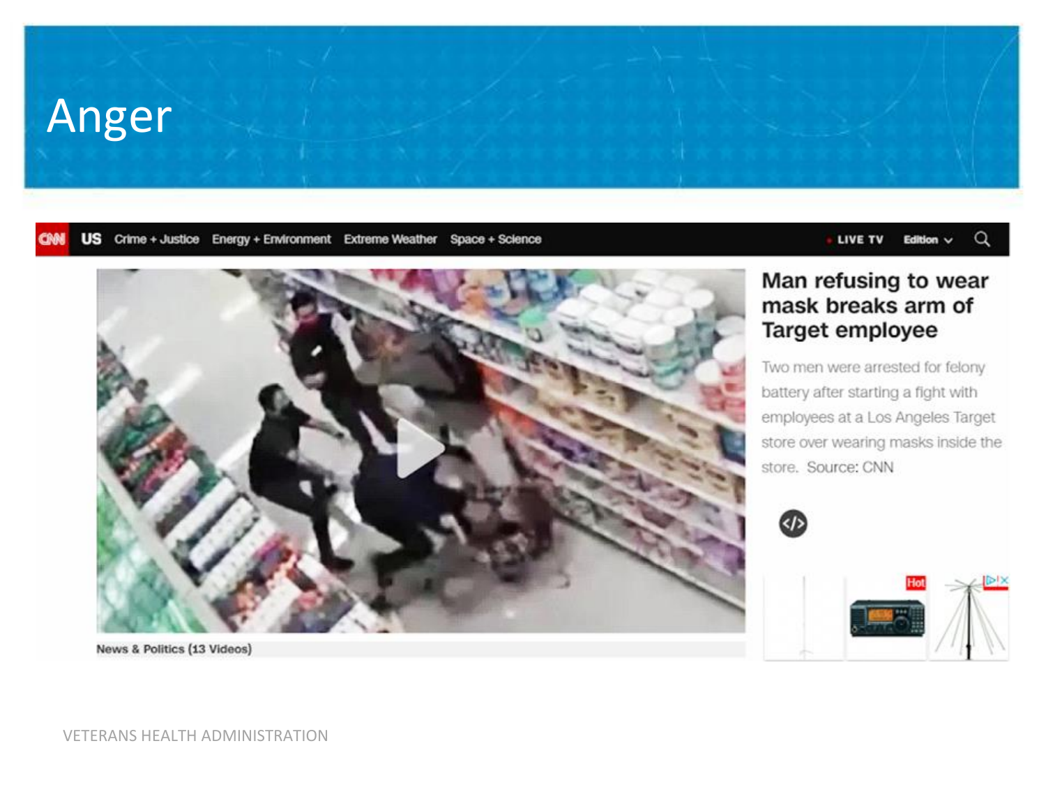# Anger

CNN | US | Crime + Justice | Energy + Environment | Extreme Weather | Space + Science | LIVE TV | Edition

## Man refusing to wear mask breaks arm of Target employee

Two men were arrested for felony battery after starting a fight with employees at a Los Angeles Target store over wearing masks inside the store. Source: CNN

News & Politics (13 Videos)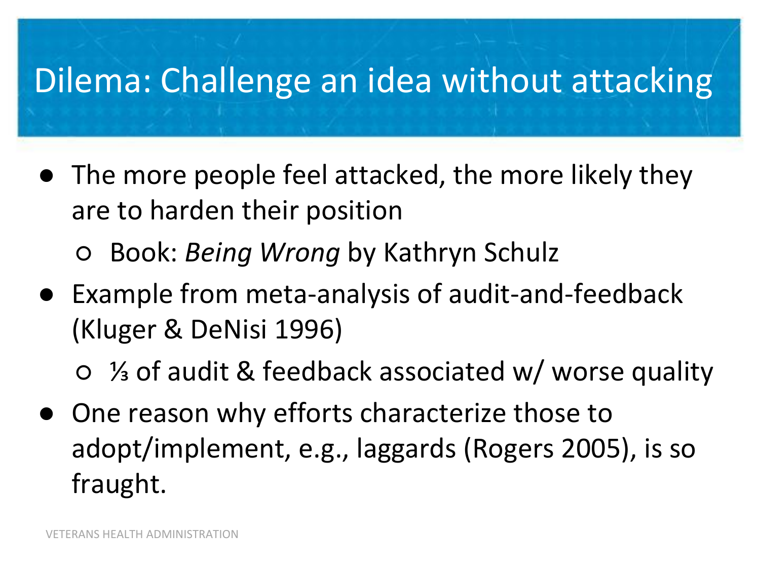# Dilema: Challenge an idea without attacking

- The more people feel attacked, the more likely they are to harden their position
  - Book: *Being Wrong* by Kathryn Schulz
- Example from meta-analysis of audit-and-feedback (Kluger & DeNisi 1996)
  - ⅓ of audit & feedback associated w/ worse quality
- One reason why efforts characterize those to adopt/implement, e.g., laggards (Rogers 2005), is so fraught.

VETERANS HEALTH ADMINISTRATION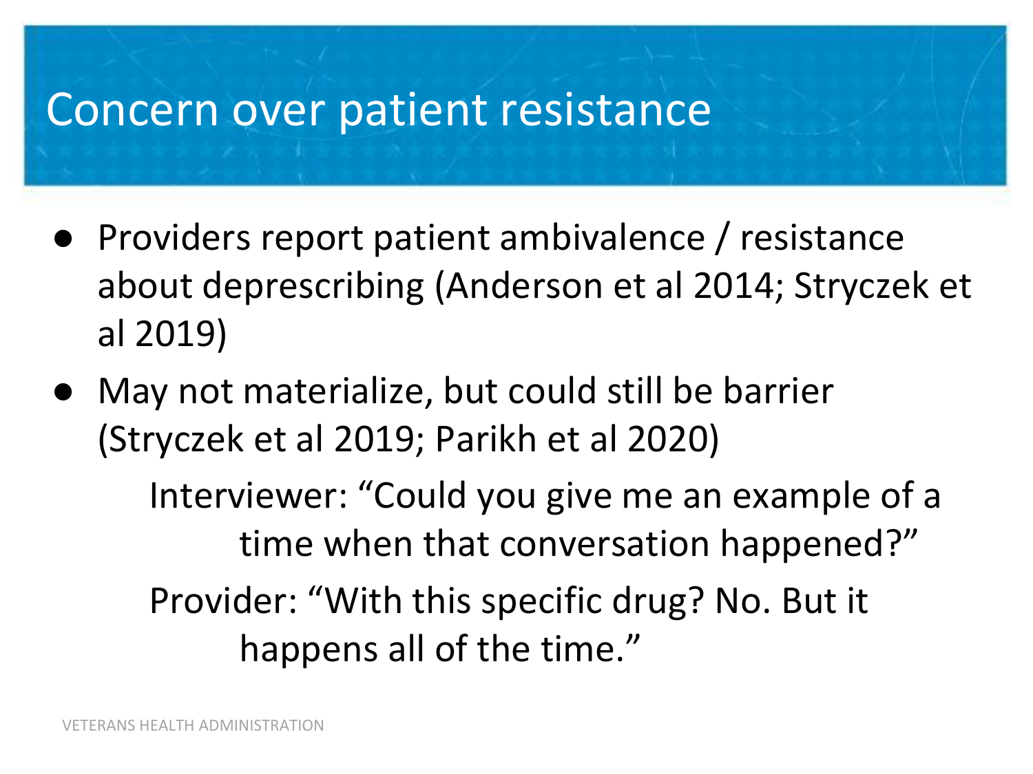# Concern over patient resistance

- Providers report patient ambivalence / resistance about deprescribing (Anderson et al 2014; Stryczek et al 2019)
- May not materialize, but could still be barrier (Stryczek et al 2019; Parikh et al 2020)

  Interviewer: "Could you give me an example of a time when that conversation happened?"

  Provider: "With this specific drug? No. But it happens all of the time."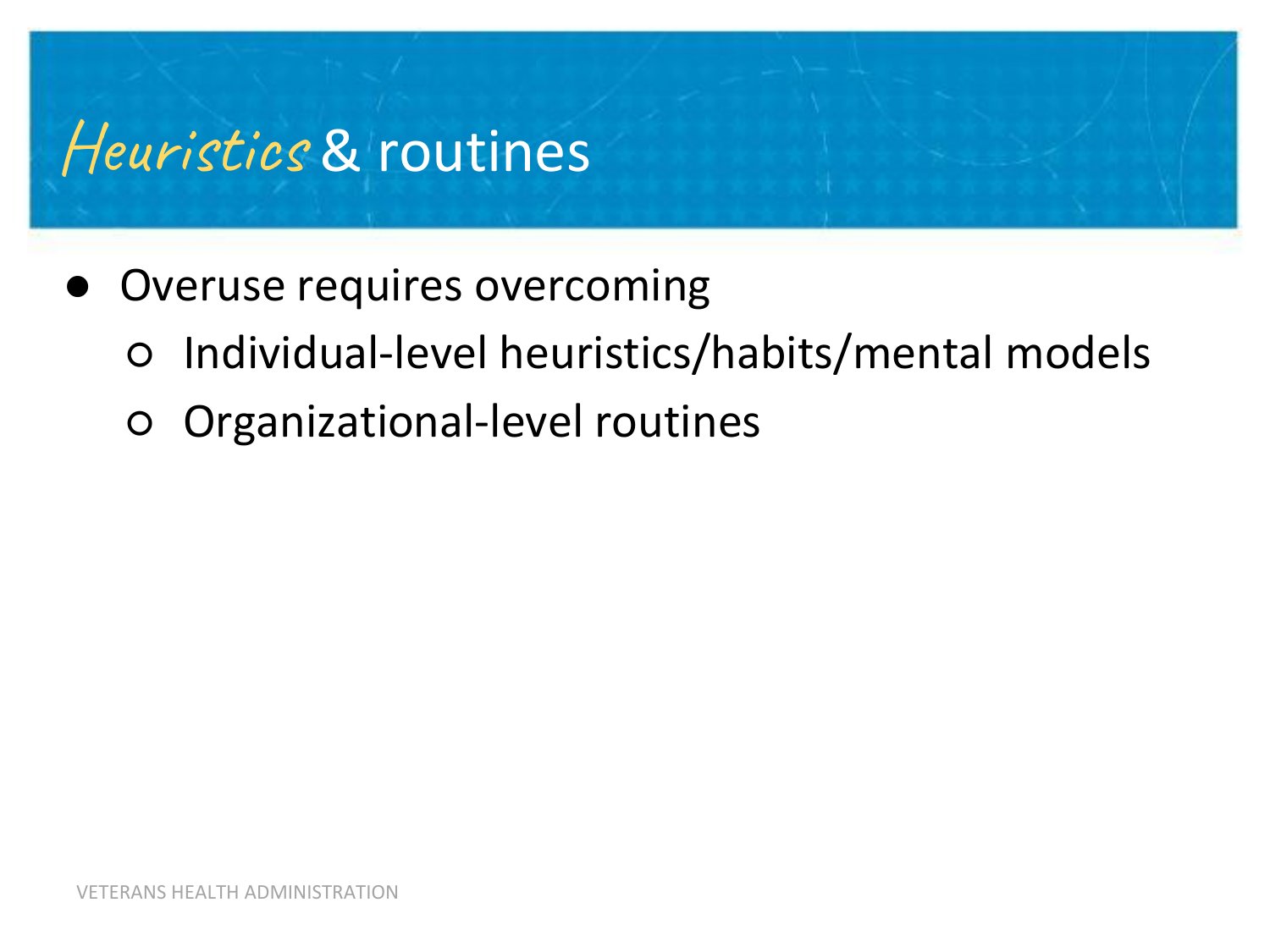# *Heuristics* & routines

- Overuse requires overcoming
  - Individual-level heuristics/habits/mental models
  - Organizational-level routines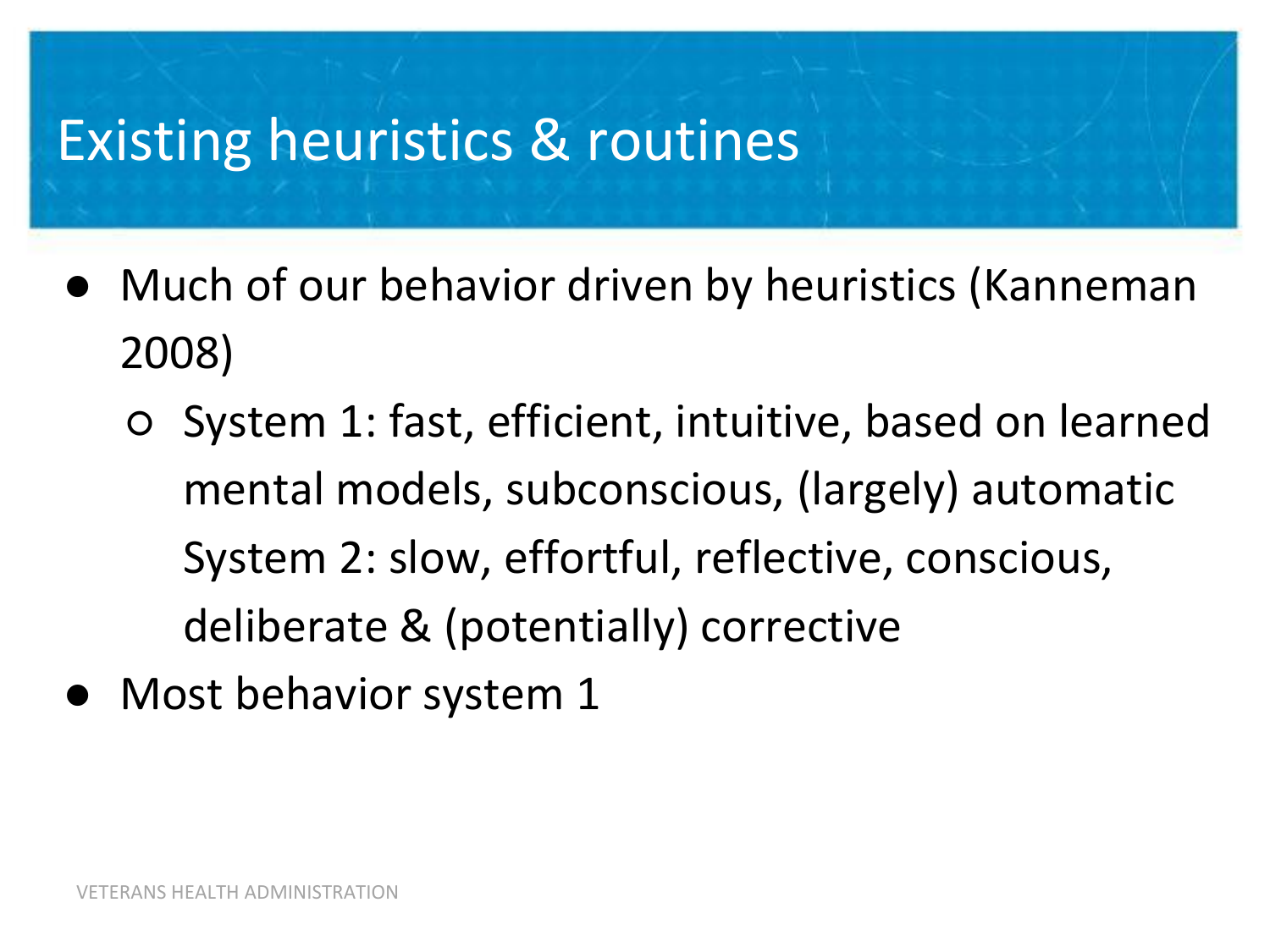# Existing heuristics & routines

- Much of our behavior driven by heuristics (Kanneman 2008)
  - System 1: fast, efficient, intuitive, based on learned mental models, subconscious, (largely) automatic
    System 2: slow, effortful, reflective, conscious, deliberate & (potentially) corrective
- Most behavior system 1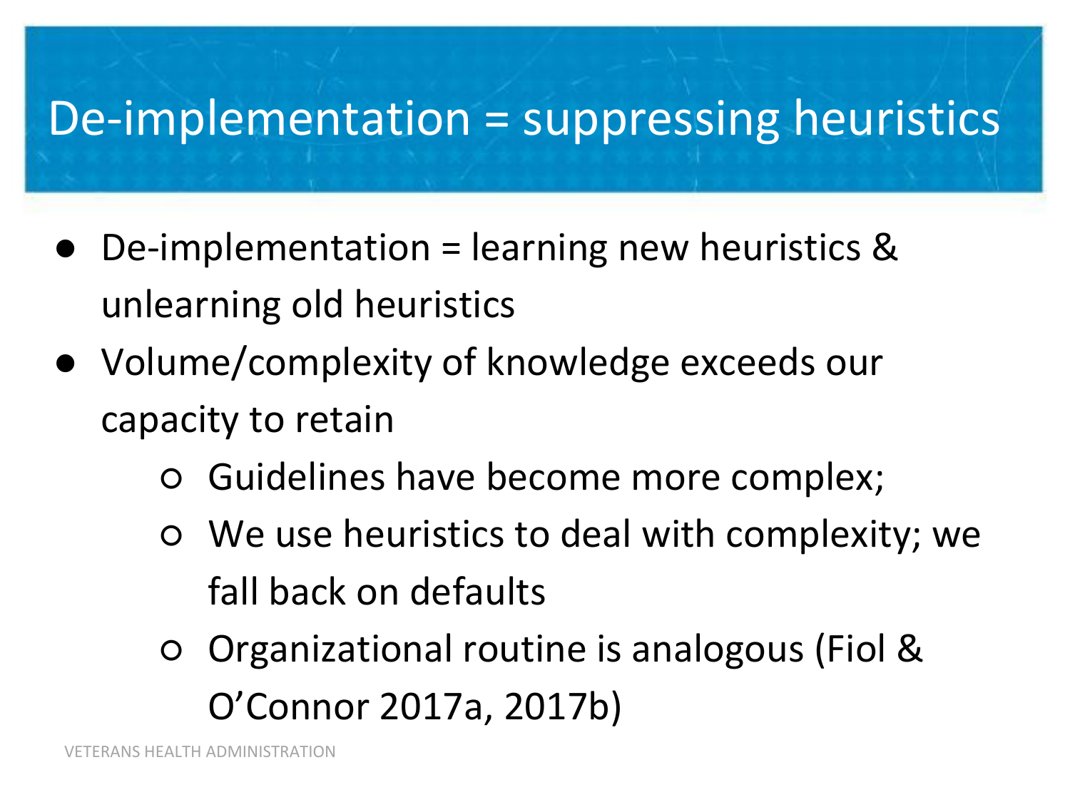# De-implementation = suppressing heuristics

- De-implementation = learning new heuristics & unlearning old heuristics
- Volume/complexity of knowledge exceeds our capacity to retain
  - Guidelines have become more complex;
  - We use heuristics to deal with complexity; we fall back on defaults
  - Organizational routine is analogous (Fiol & O'Connor 2017a, 2017b)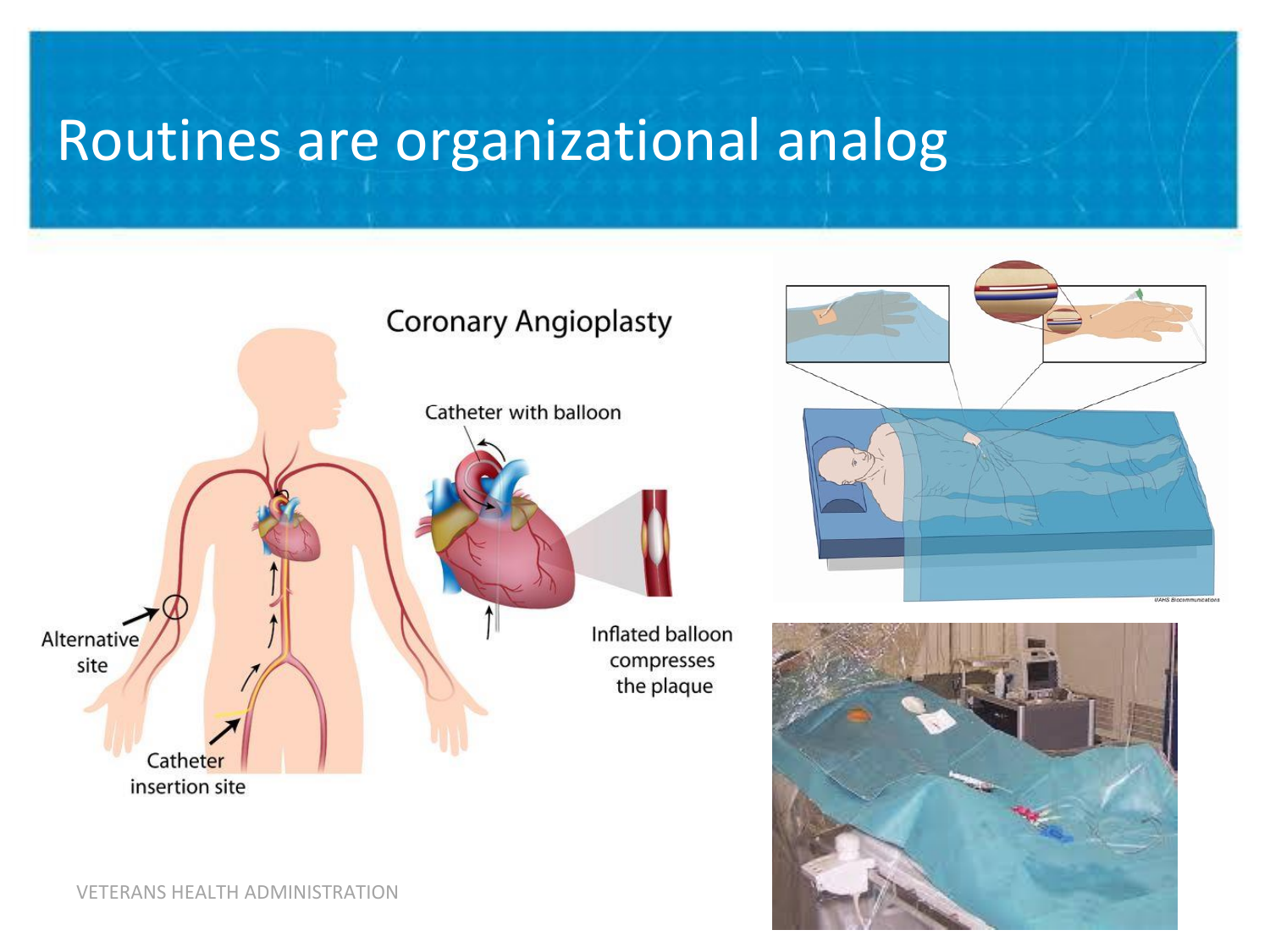# Routines are organizational analog

Coronary Angioplasty

Catheter with balloon

Inflated balloon compresses the plaque

Alternative site

Catheter insertion site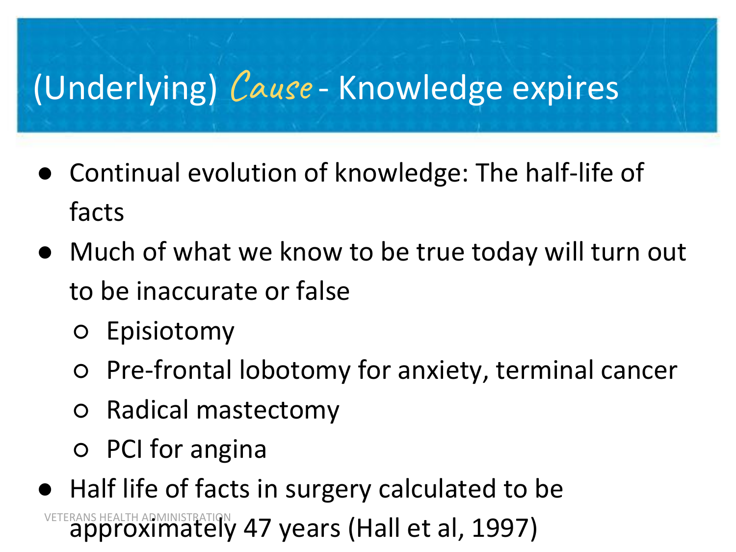# (Underlying) *Cause* - Knowledge expires

- Continual evolution of knowledge: The half-life of facts
- Much of what we know to be true today will turn out to be inaccurate or false
  - Episiotomy
  - Pre-frontal lobotomy for anxiety, terminal cancer
  - Radical mastectomy
  - PCI for angina
- Half life of facts in surgery calculated to be approximately 47 years (Hall et al, 1997)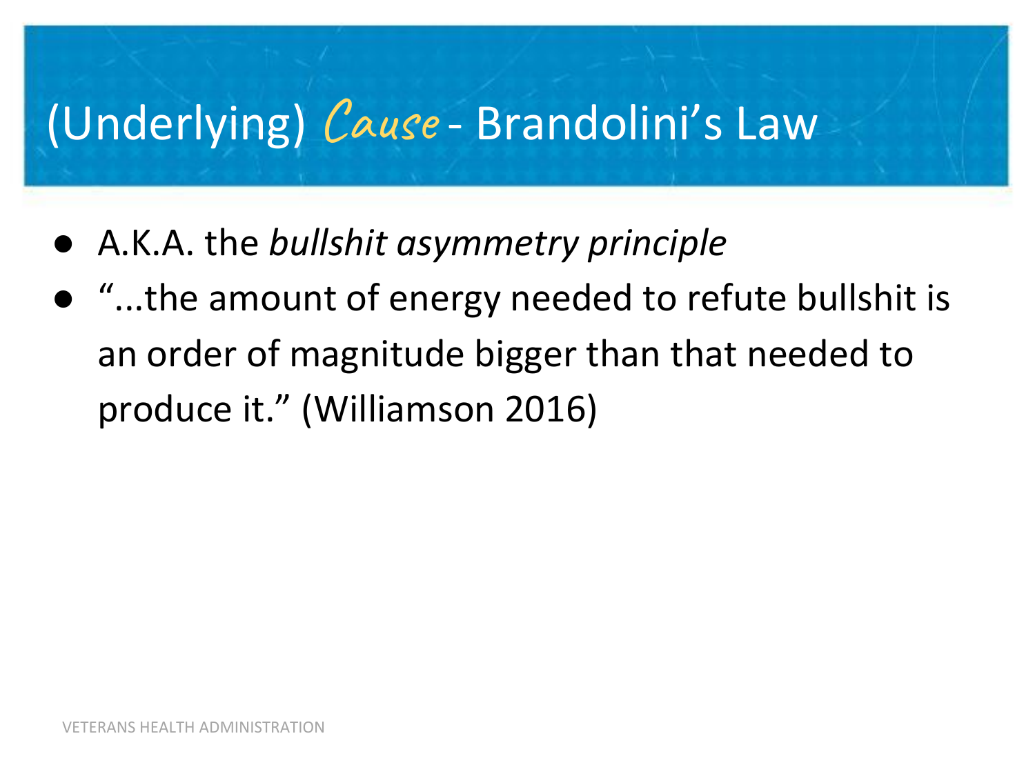# (Underlying) *Cause* - Brandolini's Law

- A.K.A. the *bullshit asymmetry principle*
- "...the amount of energy needed to refute bullshit is an order of magnitude bigger than that needed to produce it." (Williamson 2016)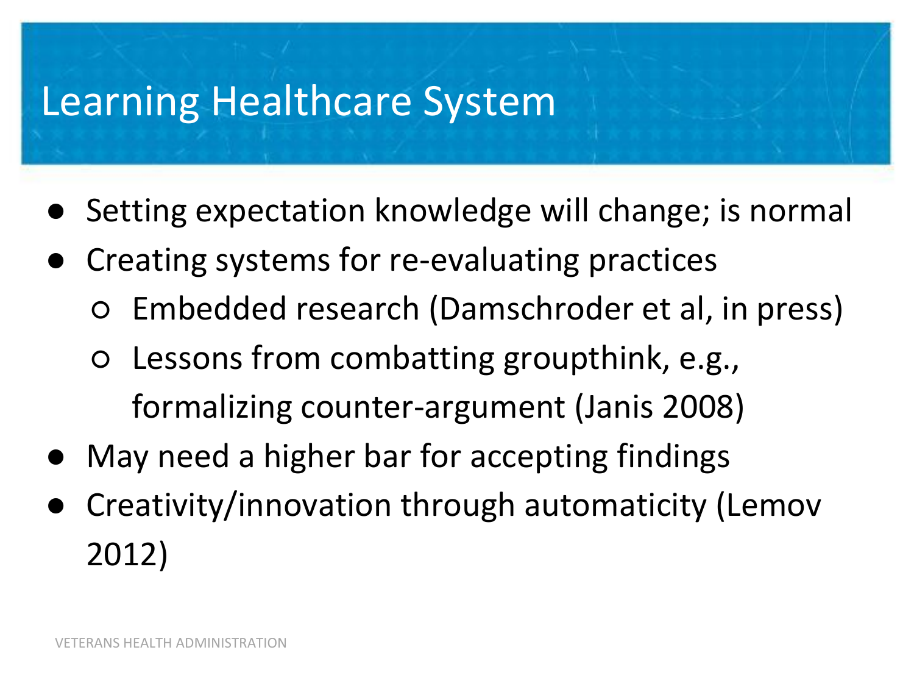# Learning Healthcare System

- Setting expectation knowledge will change; is normal
- Creating systems for re-evaluating practices
  - Embedded research (Damschroder et al, in press)
  - Lessons from combatting groupthink, e.g., formalizing counter-argument (Janis 2008)
- May need a higher bar for accepting findings
- Creativity/innovation through automaticity (Lemov 2012)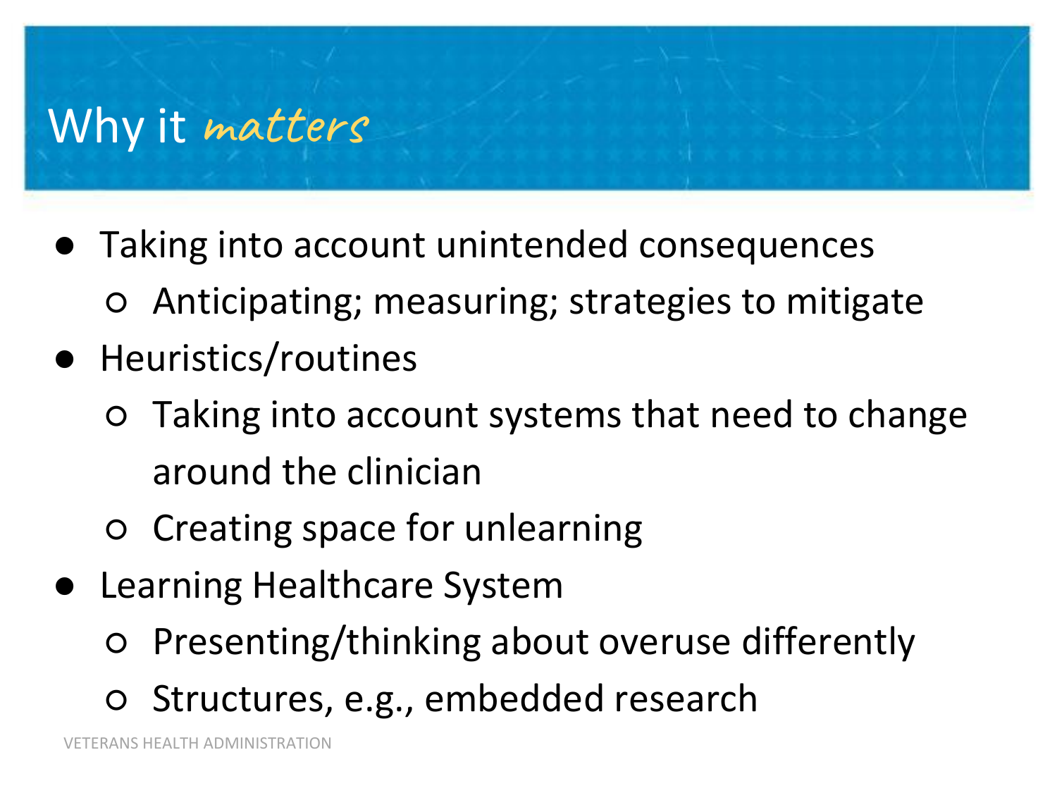# Why it *matters*

- Taking into account unintended consequences
  - Anticipating; measuring; strategies to mitigate
- Heuristics/routines
  - Taking into account systems that need to change around the clinician
  - Creating space for unlearning
- Learning Healthcare System
  - Presenting/thinking about overuse differently
  - Structures, e.g., embedded research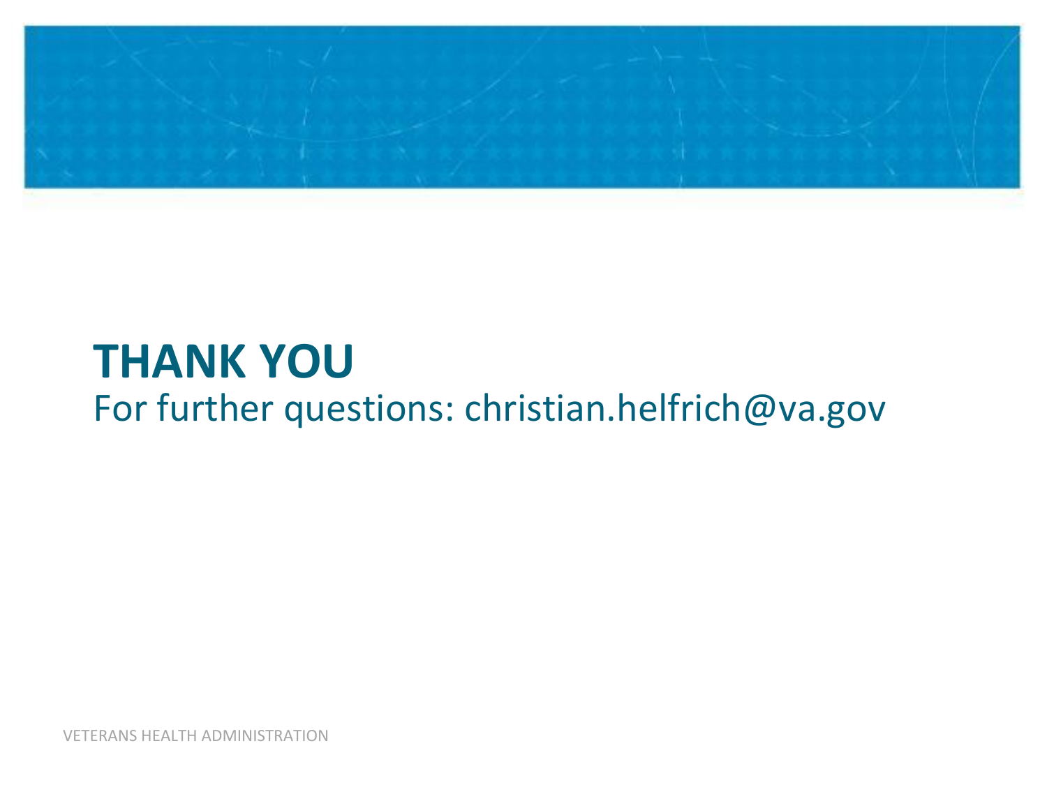# THANK YOU

For further questions: christian.helfrich@va.gov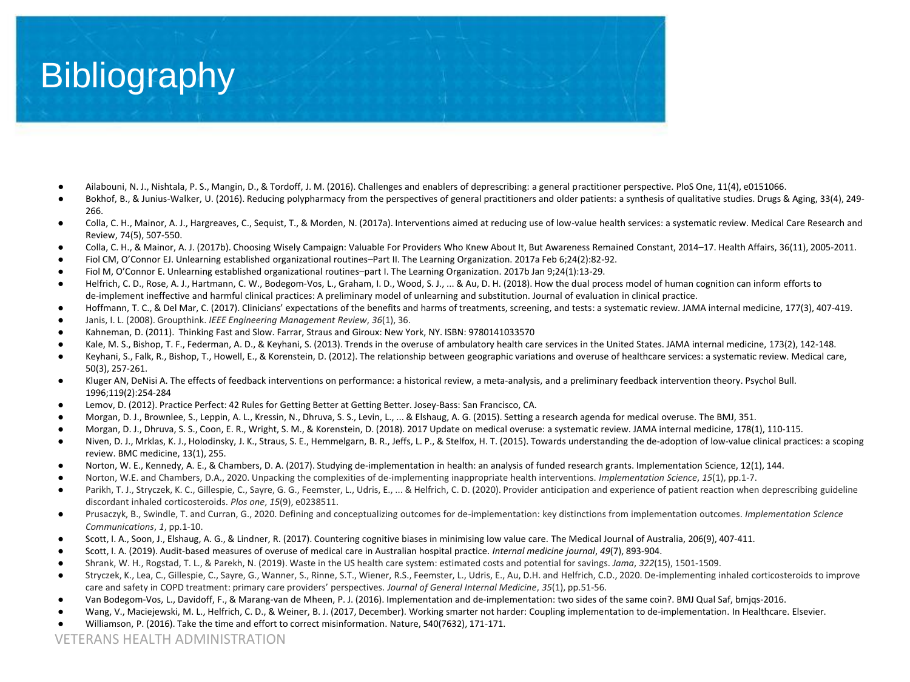# Bibliography

- Ailabouni, N. J., Nishtala, P. S., Mangin, D., & Tordoff, J. M. (2016). Challenges and enablers of deprescribing: a general practitioner perspective. PloS One, 11(4), e0151066.
- Bokhof, B., & Junius-Walker, U. (2016). Reducing polypharmacy from the perspectives of general practitioners and older patients: a synthesis of qualitative studies. Drugs & Aging, 33(4), 249-266.
- Colla, C. H., Mainor, A. J., Hargreaves, C., Sequist, T., & Morden, N. (2017a). Interventions aimed at reducing use of low-value health services: a systematic review. Medical Care Research and Review, 74(5), 507-550.
- Colla, C. H., & Mainor, A. J. (2017b). Choosing Wisely Campaign: Valuable For Providers Who Knew About It, But Awareness Remained Constant, 2014–17. Health Affairs, 36(11), 2005-2011.
- Fiol CM, O'Connor EJ. Unlearning established organizational routines–Part II. The Learning Organization. 2017a Feb 6;24(2):82-92.
- Fiol M, O'Connor E. Unlearning established organizational routines–part I. The Learning Organization. 2017b Jan 9;24(1):13-29.
- Helfrich, C. D., Rose, A. J., Hartmann, C. W., Bodegom‐Vos, L., Graham, I. D., Wood, S. J., ... & Au, D. H. (2018). How the dual process model of human cognition can inform efforts to de‐implement ineffective and harmful clinical practices: A preliminary model of unlearning and substitution. Journal of evaluation in clinical practice.
- Hoffmann, T. C., & Del Mar, C. (2017). Clinicians' expectations of the benefits and harms of treatments, screening, and tests: a systematic review. JAMA internal medicine, 177(3), 407-419.
- Janis, I. L. (2008). Groupthink. *IEEE Engineering Management Review*, *36*(1), 36.
- Kahneman, D. (2011). Thinking Fast and Slow. Farrar, Straus and Giroux: New York, NY. ISBN: 9780141033570
- Kale, M. S., Bishop, T. F., Federman, A. D., & Keyhani, S. (2013). Trends in the overuse of ambulatory health care services in the United States. JAMA internal medicine, 173(2), 142-148.
- Keyhani, S., Falk, R., Bishop, T., Howell, E., & Korenstein, D. (2012). The relationship between geographic variations and overuse of healthcare services: a systematic review. Medical care, 50(3), 257-261.
- Kluger AN, DeNisi A. The effects of feedback interventions on performance: a historical review, a meta-analysis, and a preliminary feedback intervention theory. Psychol Bull. 1996;119(2):254-284
- Lemov, D. (2012). Practice Perfect: 42 Rules for Getting Better at Getting Better. Josey-Bass: San Francisco, CA.
- Morgan, D. J., Brownlee, S., Leppin, A. L., Kressin, N., Dhruva, S. S., Levin, L., ... & Elshaug, A. G. (2015). Setting a research agenda for medical overuse. The BMJ, 351.
- Morgan, D. J., Dhruva, S. S., Coon, E. R., Wright, S. M., & Korenstein, D. (2018). 2017 Update on medical overuse: a systematic review. JAMA internal medicine, 178(1), 110-115.
- Niven, D. J., Mrklas, K. J., Holodinsky, J. K., Straus, S. E., Hemmelgarn, B. R., Jeffs, L. P., & Stelfox, H. T. (2015). Towards understanding the de-adoption of low-value clinical practices: a scoping review. BMC medicine, 13(1), 255.
- Norton, W. E., Kennedy, A. E., & Chambers, D. A. (2017). Studying de-implementation in health: an analysis of funded research grants. Implementation Science, 12(1), 144.
- Norton, W.E. and Chambers, D.A., 2020. Unpacking the complexities of de-implementing inappropriate health interventions. *Implementation Science*, *15*(1), pp.1-7.
- Parikh, T. J., Stryczek, K. C., Gillespie, C., Sayre, G. G., Feemster, L., Udris, E., ... & Helfrich, C. D. (2020). Provider anticipation and experience of patient reaction when deprescribing guideline discordant inhaled corticosteroids. *Plos one*, *15*(9), e0238511.
- Prusaczyk, B., Swindle, T. and Curran, G., 2020. Defining and conceptualizing outcomes for de-implementation: key distinctions from implementation outcomes. *Implementation Science Communications*, *1*, pp.1-10.
- Scott, I. A., Soon, J., Elshaug, A. G., & Lindner, R. (2017). Countering cognitive biases in minimising low value care. The Medical Journal of Australia, 206(9), 407-411.
- Scott, I. A. (2019). Audit‐based measures of overuse of medical care in Australian hospital practice. *Internal medicine journal*, *49*(7), 893-904.
- Shrank, W. H., Rogstad, T. L., & Parekh, N. (2019). Waste in the US health care system: estimated costs and potential for savings. *Jama*, *322*(15), 1501-1509.
- Stryczek, K., Lea, C., Gillespie, C., Sayre, G., Wanner, S., Rinne, S.T., Wiener, R.S., Feemster, L., Udris, E., Au, D.H. and Helfrich, C.D., 2020. De-implementing inhaled corticosteroids to improve care and safety in COPD treatment: primary care providers' perspectives. *Journal of General Internal Medicine*, *35*(1), pp.51-56.
- Van Bodegom-Vos, L., Davidoff, F., & Marang-van de Mheen, P. J. (2016). Implementation and de-implementation: two sides of the same coin?. BMJ Qual Saf, bmjqs-2016.
- Wang, V., Maciejewski, M. L., Helfrich, C. D., & Weiner, B. J. (2017, December). Working smarter not harder: Coupling implementation to de-implementation. In Healthcare. Elsevier.
- Williamson, P. (2016). Take the time and effort to correct misinformation. Nature, 540(7632), 171-171.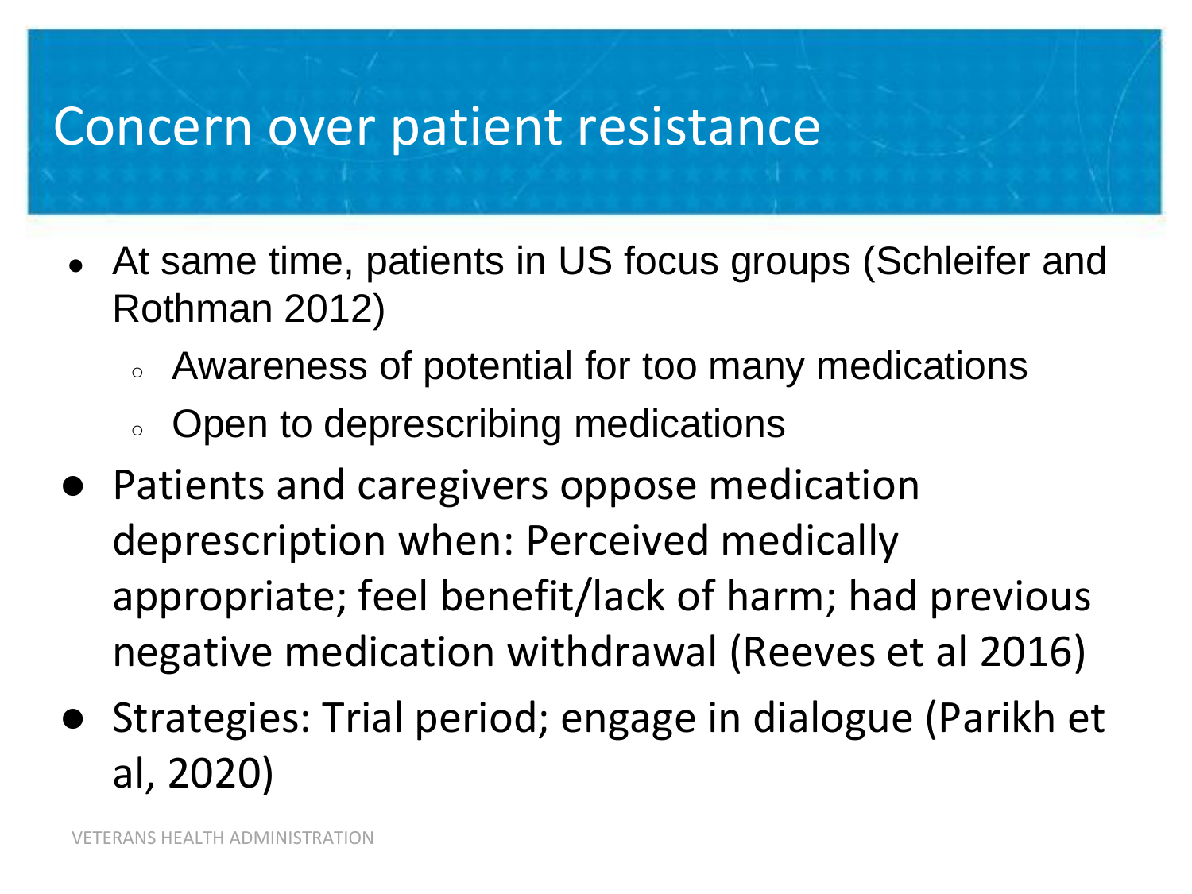# Concern over patient resistance

- At same time, patients in US focus groups (Schleifer and Rothman 2012)
  - Awareness of potential for too many medications
  - Open to deprescribing medications
- Patients and caregivers oppose medication deprescription when: Perceived medically appropriate; feel benefit/lack of harm; had previous negative medication withdrawal (Reeves et al 2016)
- Strategies: Trial period; engage in dialogue (Parikh et al, 2020)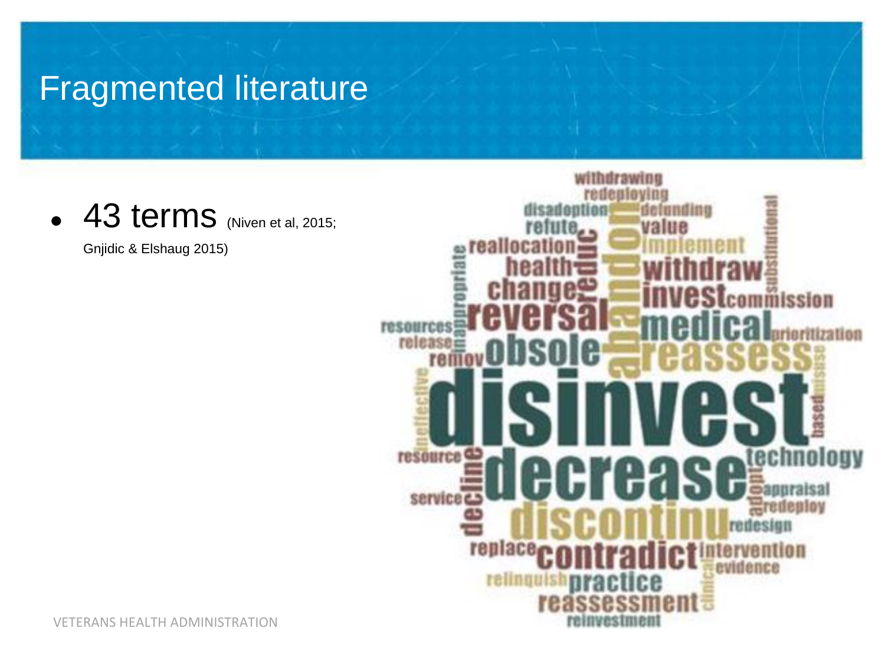# Fragmented literature

- 43 terms (Niven et al, 2015; Gnjidic & Elshaug 2015)

withdrawing redeploying disadoption defunding refute value reallocation implement health withdraw change invest commission reversal medical resources prioritization release obsole reassess remov disinvest ineffective inappropriate reduc abandon substitutional misuse based resource technology decrease appraisal service decline adopt redeploy discontinu redesign replace contradict intervention evidence relinquish practice clinical reassessment reinvestment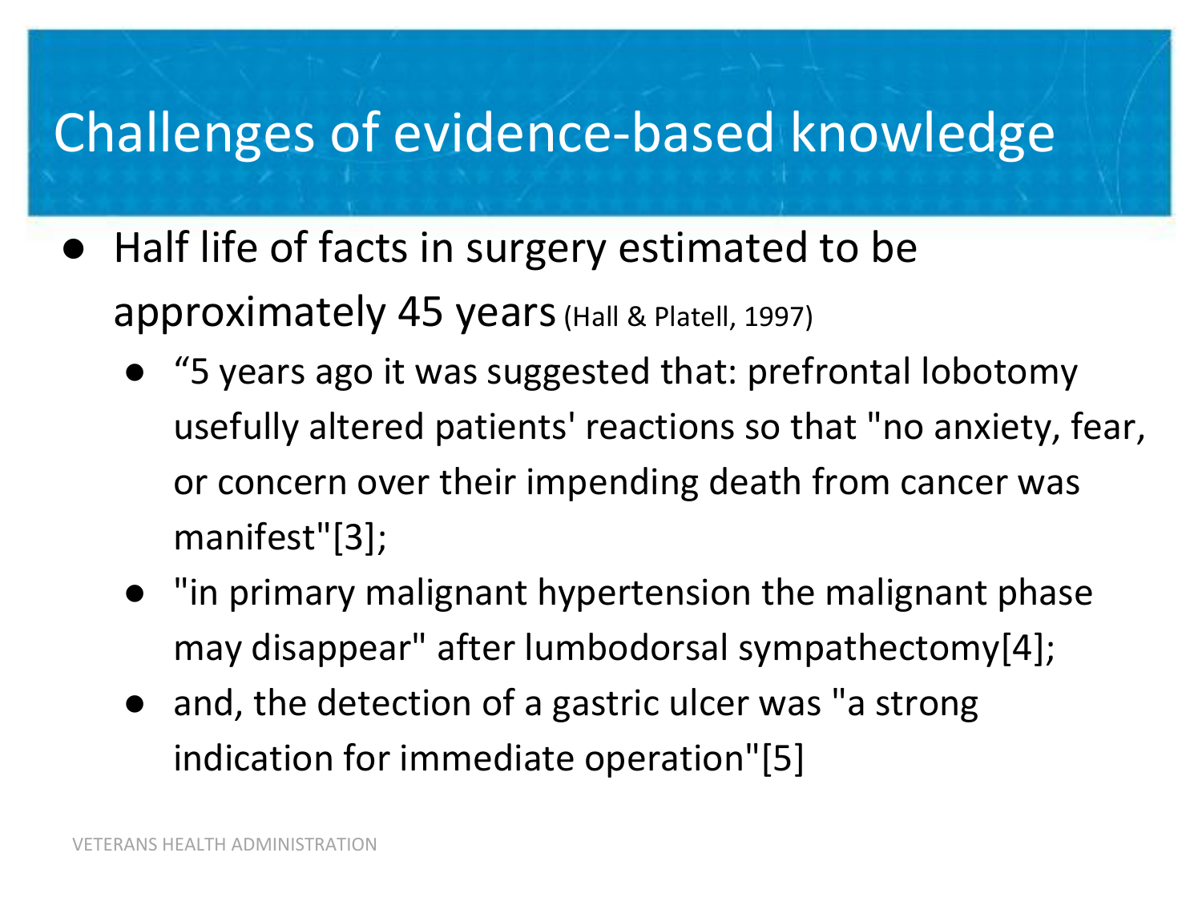# Challenges of evidence-based knowledge

- Half life of facts in surgery estimated to be approximately 45 years (Hall & Platell, 1997)
  - “5 years ago it was suggested that: prefrontal lobotomy usefully altered patients' reactions so that "no anxiety, fear, or concern over their impending death from cancer was manifest"[3];
  - "in primary malignant hypertension the malignant phase may disappear" after lumbodorsal sympathectomy[4];
  - and, the detection of a gastric ulcer was "a strong indication for immediate operation"[5]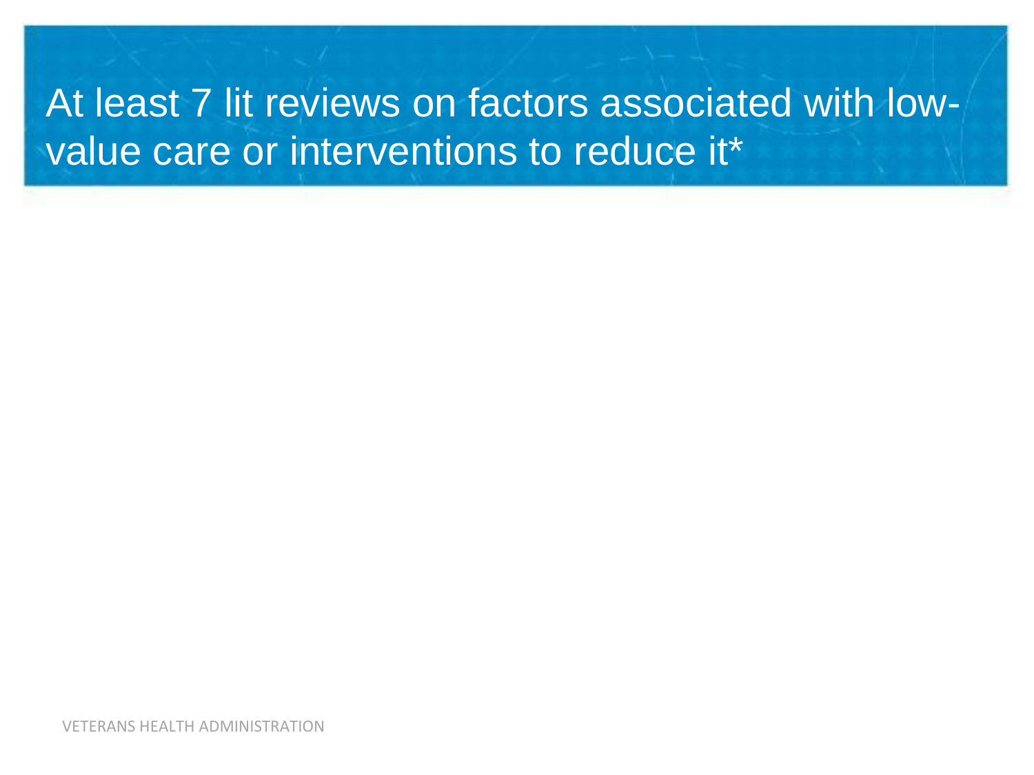# At least 7 lit reviews on factors associated with low-value care or interventions to reduce it*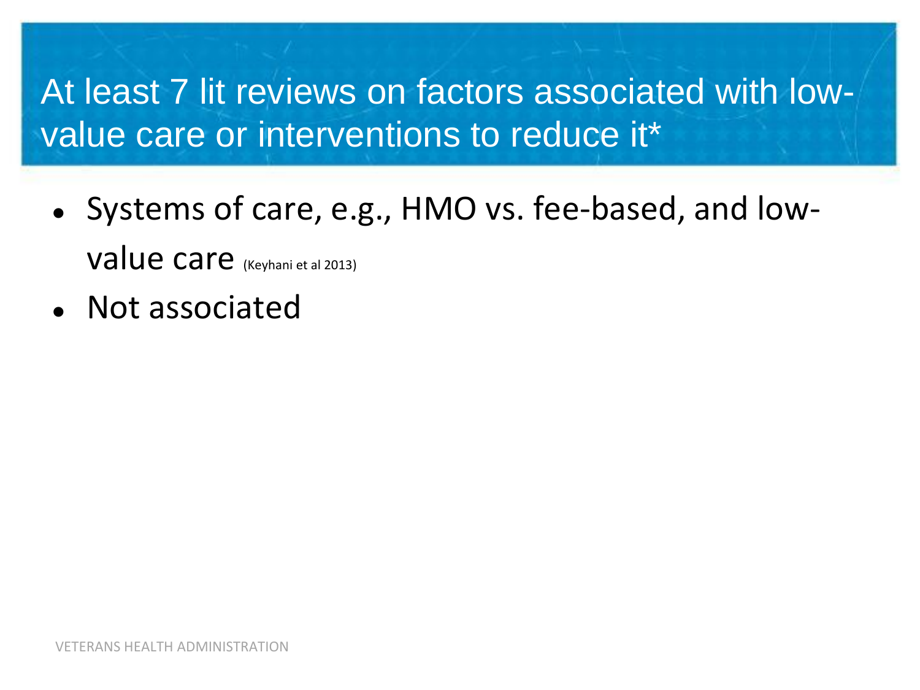# At least 7 lit reviews on factors associated with low-value care or interventions to reduce it*

- Systems of care, e.g., HMO vs. fee-based, and low-value care (Keyhani et al 2013)
- Not associated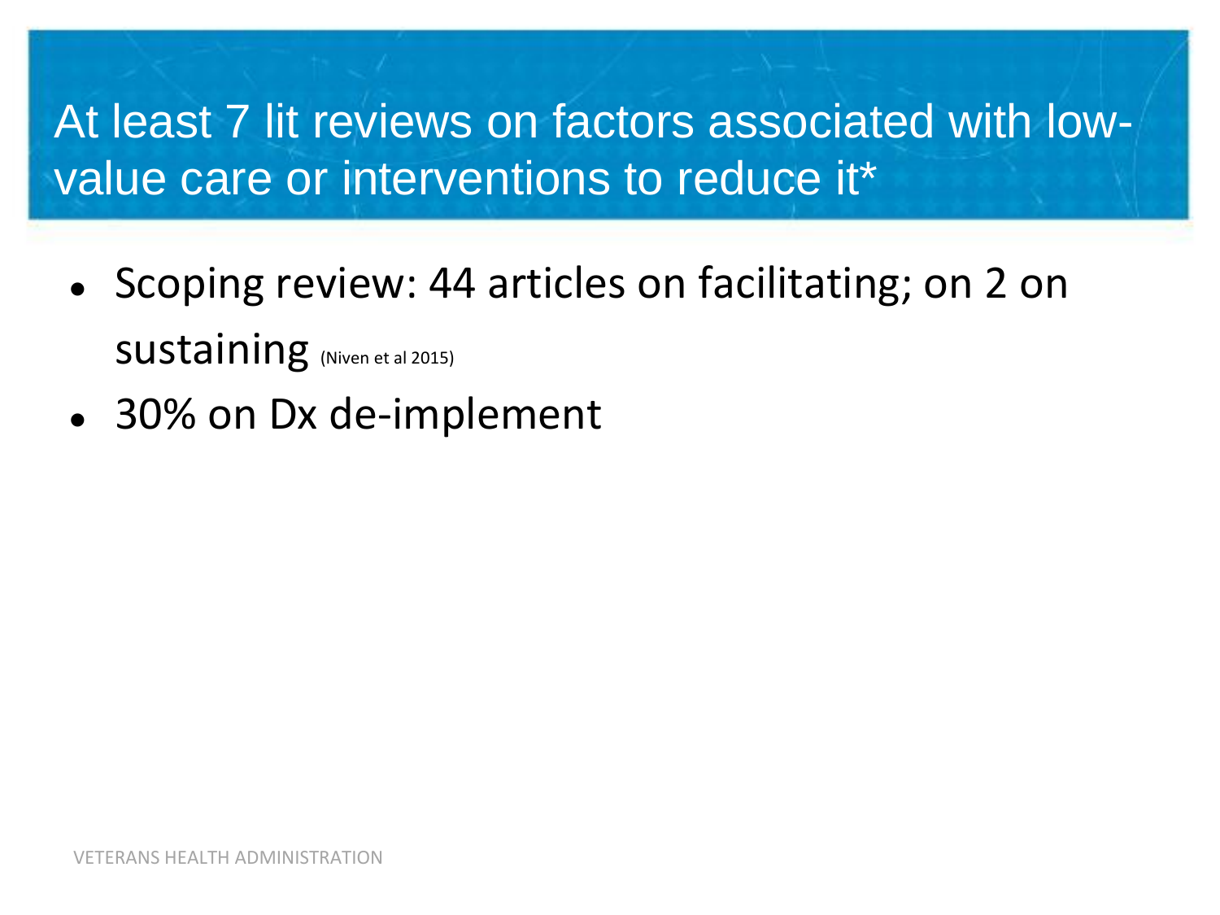# At least 7 lit reviews on factors associated with low-value care or interventions to reduce it*

- Scoping review: 44 articles on facilitating; on 2 on sustaining (Niven et al 2015)
- 30% on Dx de-implement

VETERANS HEALTH ADMINISTRATION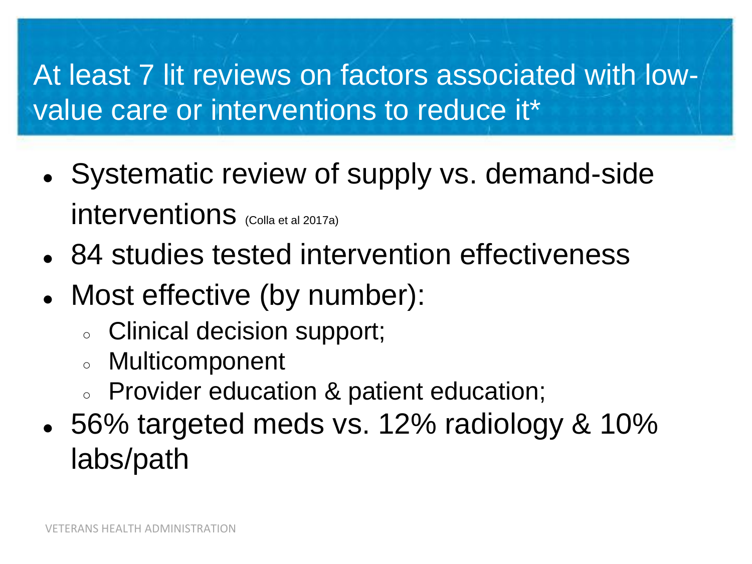# At least 7 lit reviews on factors associated with low-value care or interventions to reduce it*

- Systematic review of supply vs. demand-side interventions (Colla et al 2017a)
- 84 studies tested intervention effectiveness
- Most effective (by number):
  - Clinical decision support;
  - Multicomponent
  - Provider education & patient education;
- 56% targeted meds vs. 12% radiology & 10% labs/path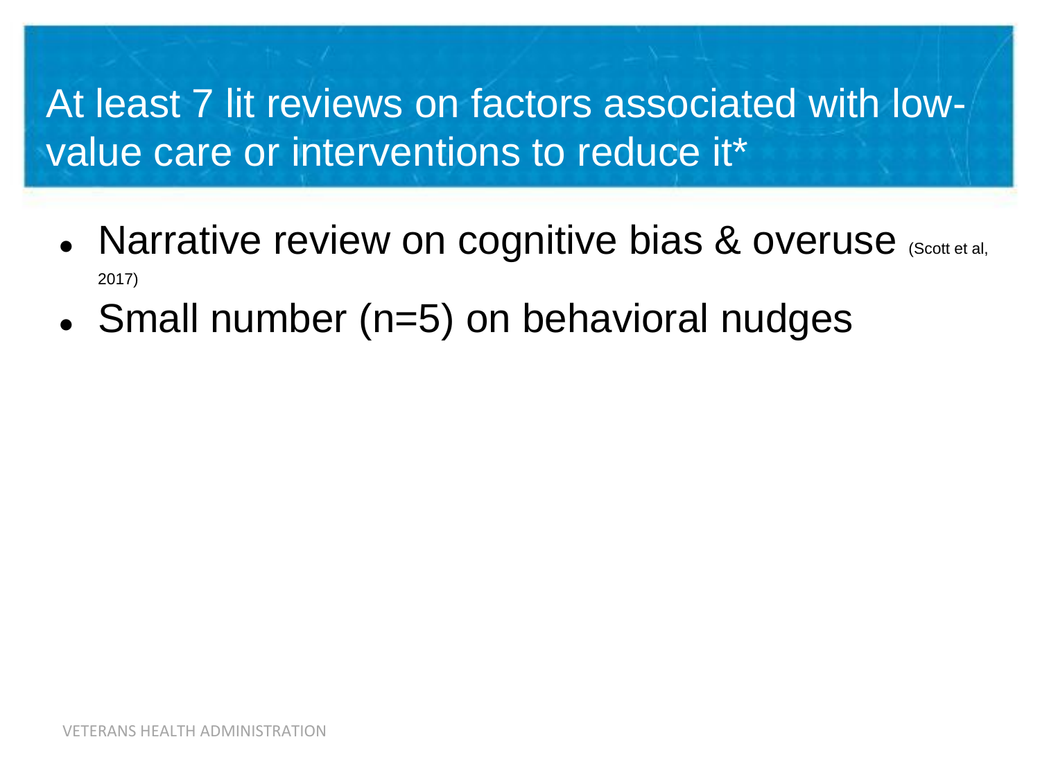# At least 7 lit reviews on factors associated with low-value care or interventions to reduce it*

- Narrative review on cognitive bias & overuse (Scott et al, 2017)
- Small number (n=5) on behavioral nudges

VETERANS HEALTH ADMINISTRATION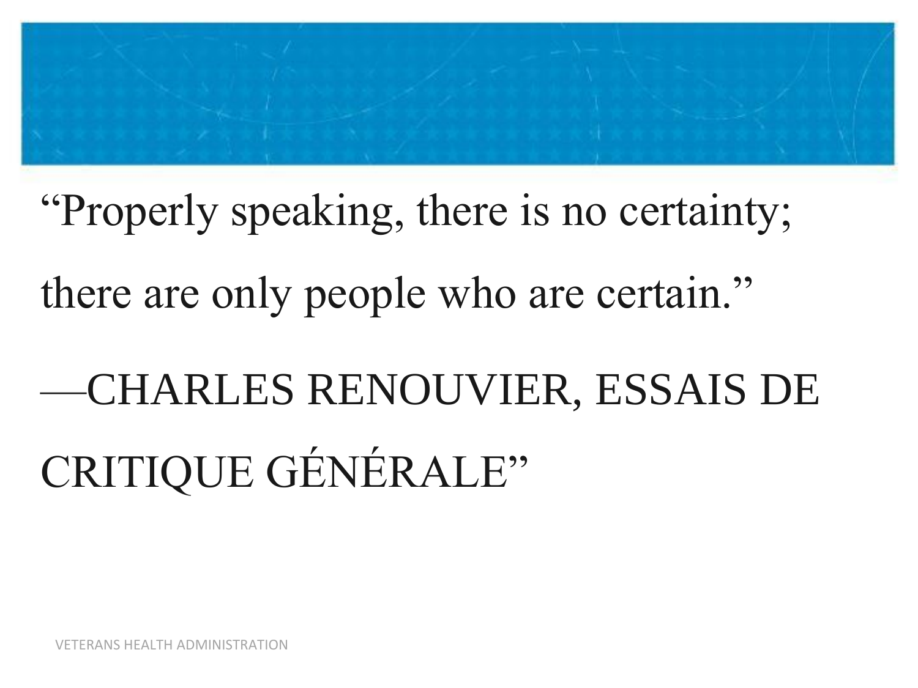"Properly speaking, there is no certainty; there are only people who are certain."

—CHARLES RENOUVIER, ESSAIS DE CRITIQUE GÉNÉRALE"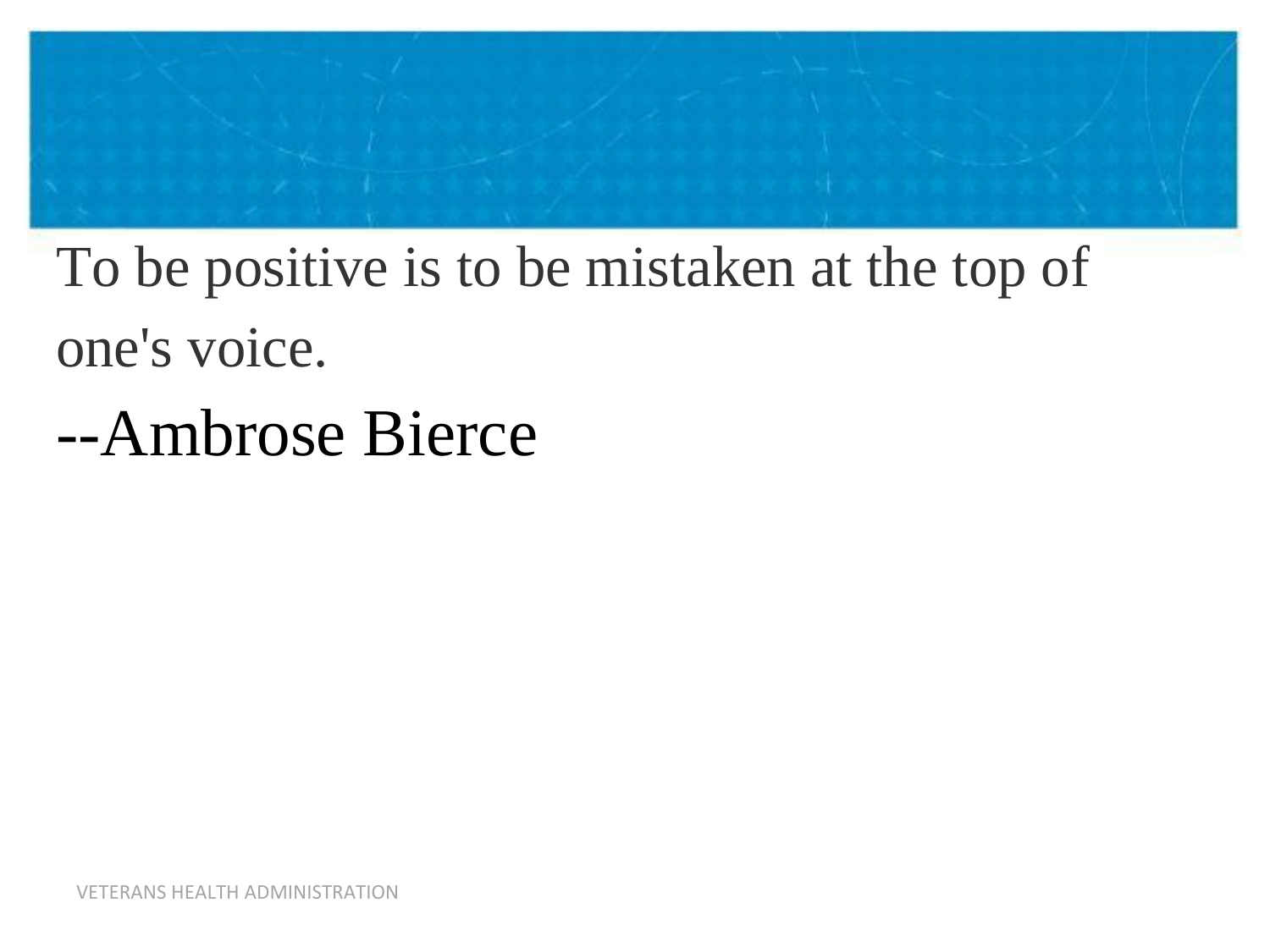To be positive is to be mistaken at the top of one's voice.

--Ambrose Bierce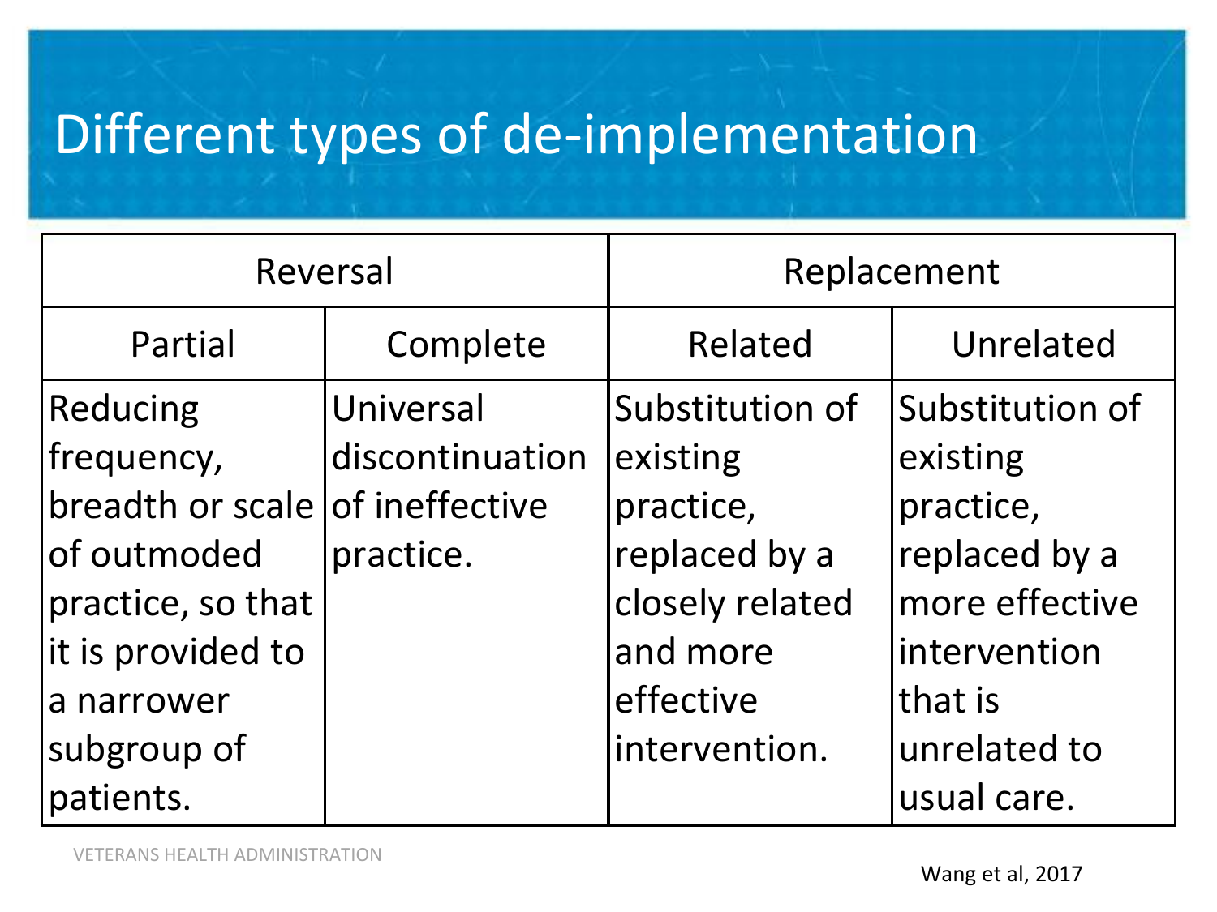# Different types of de-implementation

| Reversal | | Replacement | |
|---|---|---|---|
| Partial | Complete | Related | Unrelated |
| Reducing frequency, breadth or scale of outmoded practice, so that it is provided to a narrower subgroup of patients. | Universal discontinuation of ineffective practice. | Substitution of existing practice, replaced by a closely related and more effective intervention. | Substitution of existing practice, replaced by a more effective intervention that is unrelated to usual care. |

Wang et al, 2017